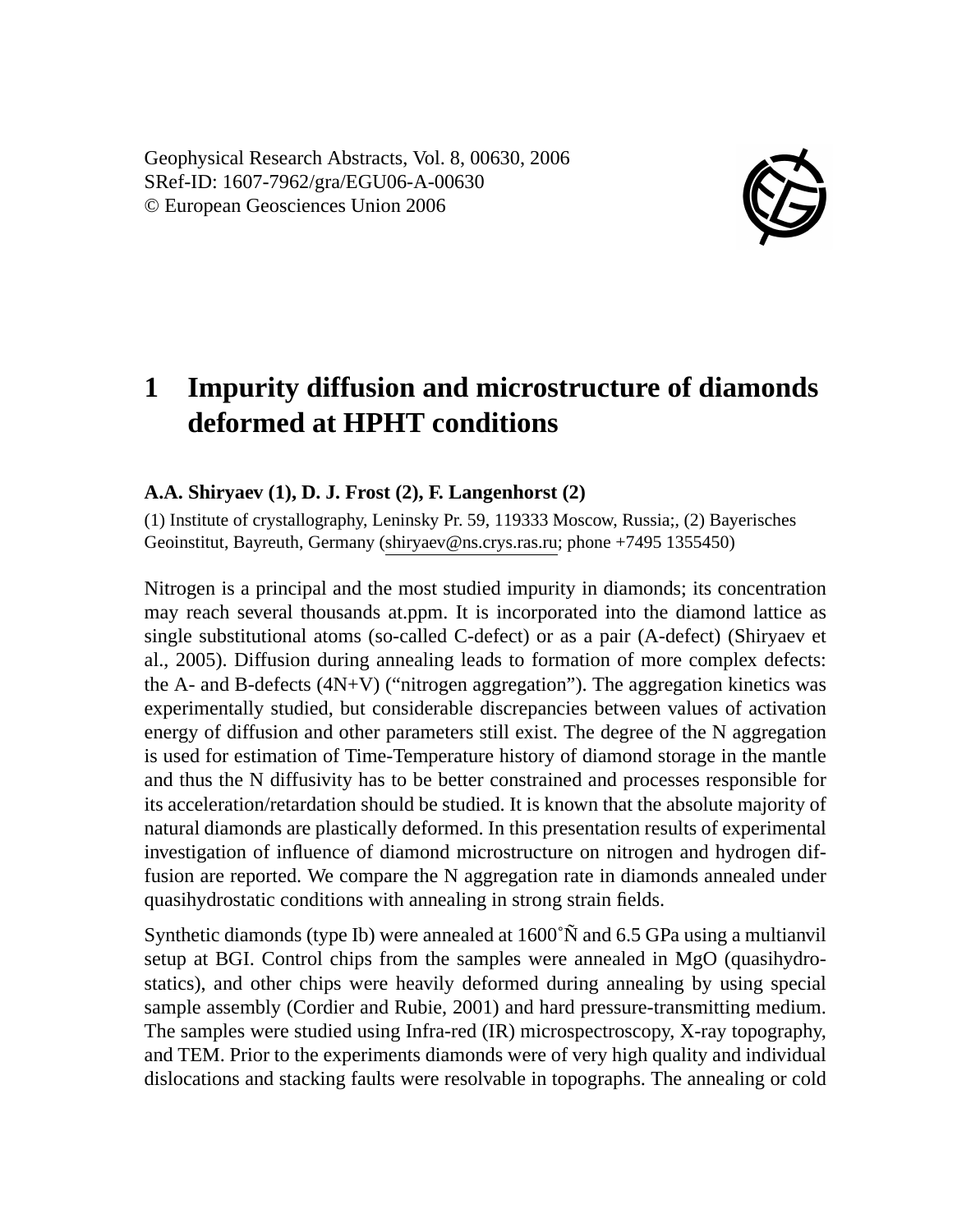Geophysical Research Abstracts, Vol. 8, 00630, 2006
SRef-ID: 1607-7962/gra/EGU06-A-00630
© European Geosciences Union 2006

# 1 Impurity diffusion and microstructure of diamonds deformed at HPHT conditions

**A.A. Shiryaev (1), D. J. Frost (2), F. Langenhorst (2)**

(1) Institute of crystallography, Leninsky Pr. 59, 119333 Moscow, Russia;, (2) Bayerisches Geoinstitut, Bayreuth, Germany (shiryaev@ns.crys.ras.ru; phone +7495 1355450)

Nitrogen is a principal and the most studied impurity in diamonds; its concentration may reach several thousands at.ppm. It is incorporated into the diamond lattice as single substitutional atoms (so-called C-defect) or as a pair (A-defect) (Shiryaev et al., 2005). Diffusion during annealing leads to formation of more complex defects: the A- and B-defects (4N+V) ("nitrogen aggregation"). The aggregation kinetics was experimentally studied, but considerable discrepancies between values of activation energy of diffusion and other parameters still exist. The degree of the N aggregation is used for estimation of Time-Temperature history of diamond storage in the mantle and thus the N diffusivity has to be better constrained and processes responsible for its acceleration/retardation should be studied. It is known that the absolute majority of natural diamonds are plastically deformed. In this presentation results of experimental investigation of influence of diamond microstructure on nitrogen and hydrogen diffusion are reported. We compare the N aggregation rate in diamonds annealed under quasihydrostatic conditions with annealing in strong strain fields.

Synthetic diamonds (type Ib) were annealed at 1600˚Ñ and 6.5 GPa using a multianvil setup at BGI. Control chips from the samples were annealed in MgO (quasihydrostatics), and other chips were heavily deformed during annealing by using special sample assembly (Cordier and Rubie, 2001) and hard pressure-transmitting medium. The samples were studied using Infra-red (IR) microspectroscopy, X-ray topography, and TEM. Prior to the experiments diamonds were of very high quality and individual dislocations and stacking faults were resolvable in topographs. The annealing or cold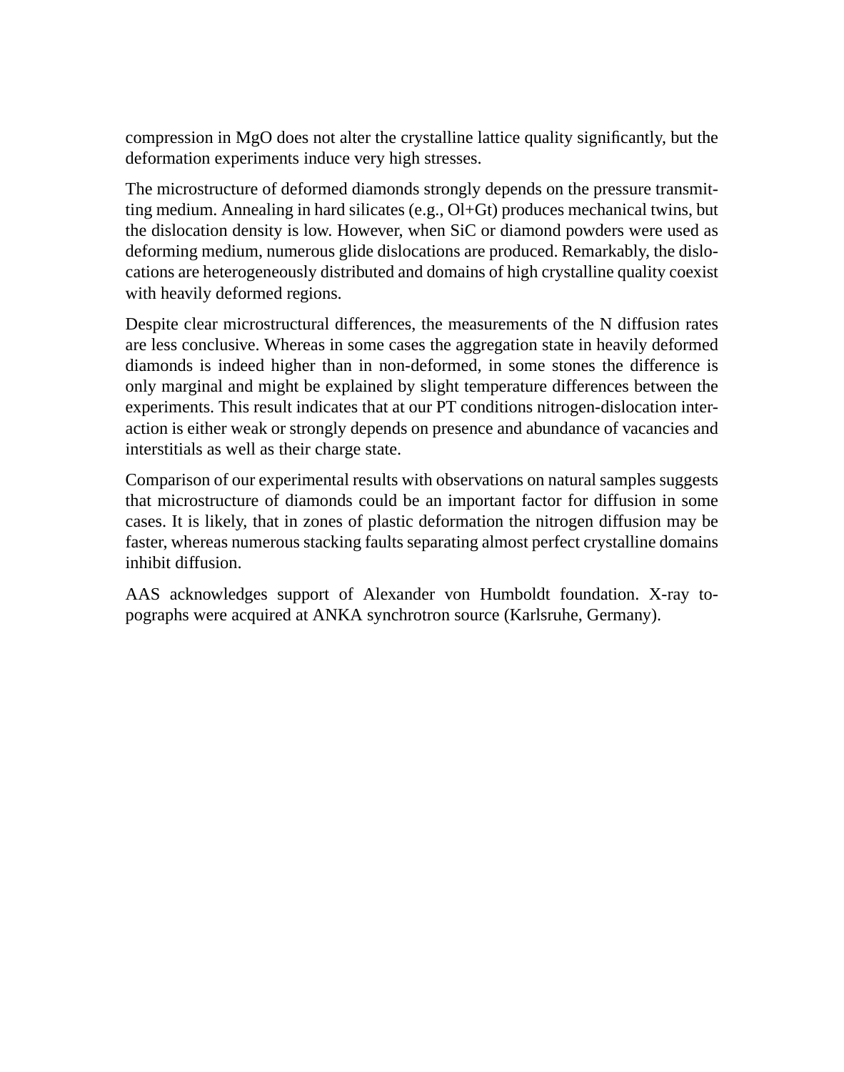compression in MgO does not alter the crystalline lattice quality significantly, but the deformation experiments induce very high stresses.

The microstructure of deformed diamonds strongly depends on the pressure transmitting medium. Annealing in hard silicates (e.g., Ol+Gt) produces mechanical twins, but the dislocation density is low. However, when SiC or diamond powders were used as deforming medium, numerous glide dislocations are produced. Remarkably, the dislocations are heterogeneously distributed and domains of high crystalline quality coexist with heavily deformed regions.

Despite clear microstructural differences, the measurements of the N diffusion rates are less conclusive. Whereas in some cases the aggregation state in heavily deformed diamonds is indeed higher than in non-deformed, in some stones the difference is only marginal and might be explained by slight temperature differences between the experiments. This result indicates that at our PT conditions nitrogen-dislocation interaction is either weak or strongly depends on presence and abundance of vacancies and interstitials as well as their charge state.

Comparison of our experimental results with observations on natural samples suggests that microstructure of diamonds could be an important factor for diffusion in some cases. It is likely, that in zones of plastic deformation the nitrogen diffusion may be faster, whereas numerous stacking faults separating almost perfect crystalline domains inhibit diffusion.

AAS acknowledges support of Alexander von Humboldt foundation. X-ray topographs were acquired at ANKA synchrotron source (Karlsruhe, Germany).